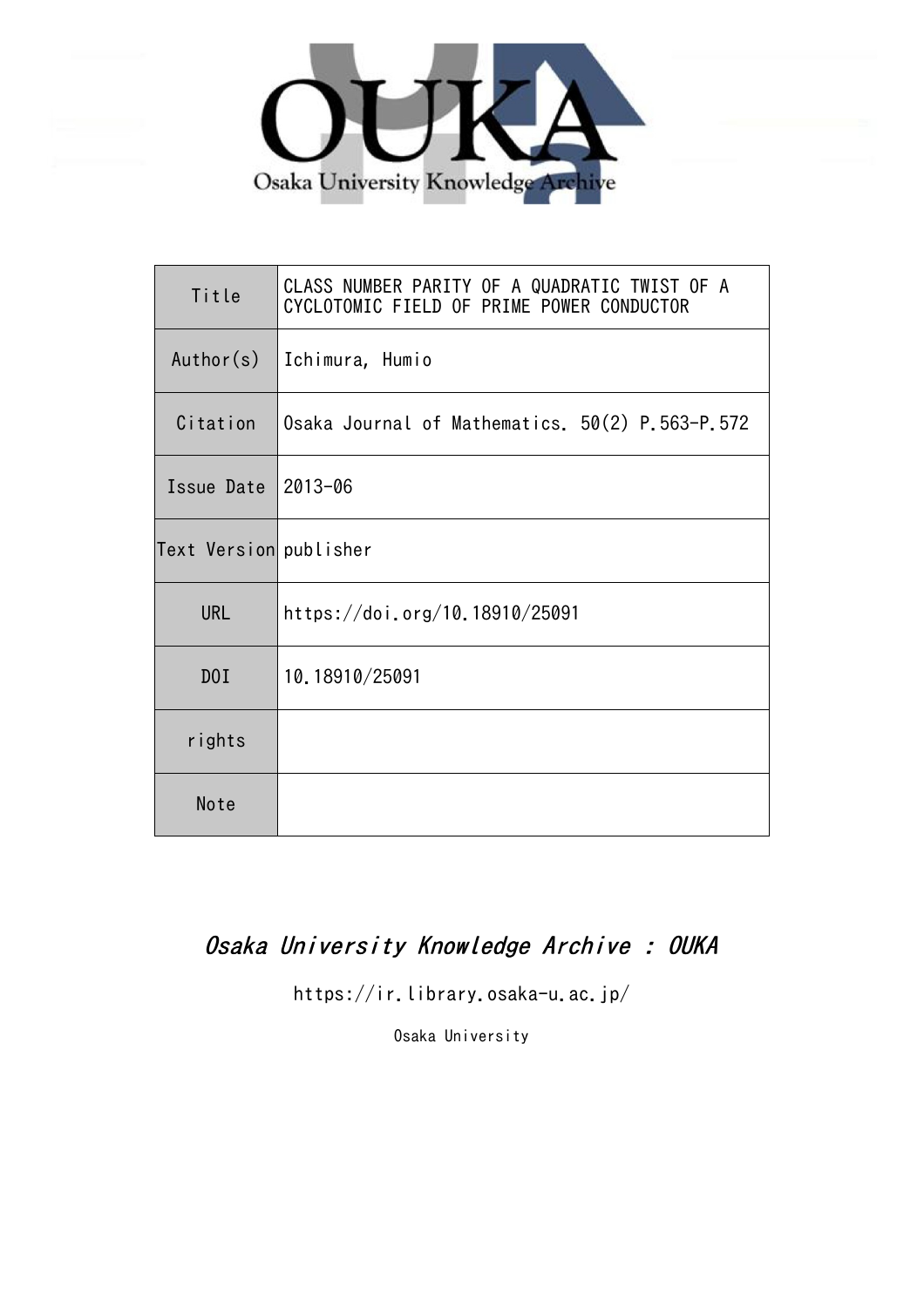Osaka University Knowledge Archive

| Title | CLASS NUMBER PARITY OF A QUADRATIC TWIST OF A CYCLOTOMIC FIELD OF PRIME POWER CONDUCTOR |
| --- | --- |
| Author(s) | Ichimura, Humio |
| Citation | Osaka Journal of Mathematics. 50(2) P.563-P.572 |
| Issue Date | 2013-06 |
| Text Version | publisher |
| URL | https://doi.org/10.18910/25091 |
| DOI | 10.18910/25091 |
| rights | |
| Note | |

*Osaka University Knowledge Archive : OUKA*

https://ir.library.osaka-u.ac.jp/

Osaka University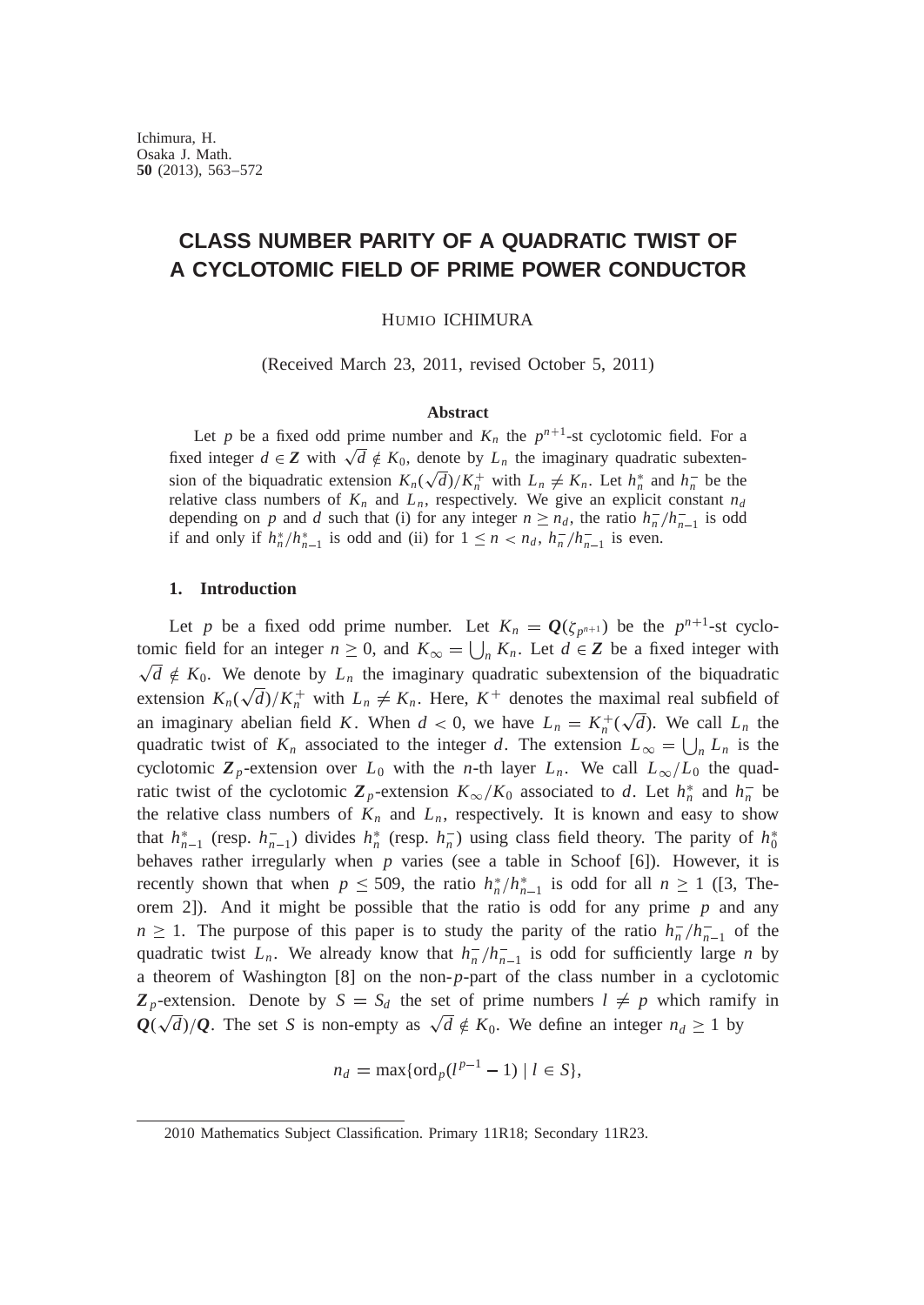Ichimura, H.
Osaka J. Math.
**50** (2013), 563–572

# CLASS NUMBER PARITY OF A QUADRATIC TWIST OF A CYCLOTOMIC FIELD OF PRIME POWER CONDUCTOR

HUMIO ICHIMURA

(Received March 23, 2011, revised October 5, 2011)

### Abstract

Let $p$ be a fixed odd prime number and $K_n$ the $p^{n+1}$-st cyclotomic field. For a fixed integer $d \in \boldsymbol{Z}$ with $\sqrt{d} \notin K_0$, denote by $L_n$ the imaginary quadratic subextension of the biquadratic extension $K_n(\sqrt{d})/K_n^+$ with $L_n \neq K_n$. Let $h_n^*$ and $h_n^-$ be the relative class numbers of $K_n$ and $L_n$, respectively. We give an explicit constant $n_d$ depending on $p$ and $d$ such that (i) for any integer $n \geq n_d$, the ratio $h_n^-/h_{n-1}^-$ is odd if and only if $h_n^*/h_{n-1}^*$ is odd and (ii) for $1 \leq n < n_d$, $h_n^-/h_{n-1}^-$ is even.

## 1. Introduction

Let $p$ be a fixed odd prime number. Let $K_n = \boldsymbol{Q}(\zeta_{p^{n+1}})$ be the $p^{n+1}$-st cyclotomic field for an integer $n \geq 0$, and $K_\infty = \bigcup_n K_n$. Let $d \in \boldsymbol{Z}$ be a fixed integer with $\sqrt{d} \notin K_0$. We denote by $L_n$ the imaginary quadratic subextension of the biquadratic extension $K_n(\sqrt{d})/K_n^+$ with $L_n \neq K_n$. Here, $K^+$ denotes the maximal real subfield of an imaginary abelian field $K$. When $d < 0$, we have $L_n = K_n^+(\sqrt{d})$. We call $L_n$ the quadratic twist of $K_n$ associated to the integer $d$. The extension $L_\infty = \bigcup_n L_n$ is the cyclotomic $\boldsymbol{Z}_p$-extension over $L_0$ with the $n$-th layer $L_n$. We call $L_\infty/L_0$ the quadratic twist of the cyclotomic $\boldsymbol{Z}_p$-extension $K_\infty/K_0$ associated to $d$. Let $h_n^*$ and $h_n^-$ be the relative class numbers of $K_n$ and $L_n$, respectively. It is known and easy to show that $h_{n-1}^*$ (resp. $h_{n-1}^-$) divides $h_n^*$ (resp. $h_n^-$) using class field theory. The parity of $h_0^*$ behaves rather irregularly when $p$ varies (see a table in Schoof [6]). However, it is recently shown that when $p \leq 509$, the ratio $h_n^*/h_{n-1}^*$ is odd for all $n \geq 1$ ([3, Theorem 2]). And it might be possible that the ratio is odd for any prime $p$ and any $n \geq 1$. The purpose of this paper is to study the parity of the ratio $h_n^-/h_{n-1}^-$ of the quadratic twist $L_n$. We already know that $h_n^-/h_{n-1}^-$ is odd for sufficiently large $n$ by a theorem of Washington [8] on the non-$p$-part of the class number in a cyclotomic $\boldsymbol{Z}_p$-extension. Denote by $S = S_d$ the set of prime numbers $l \neq p$ which ramify in $\boldsymbol{Q}(\sqrt{d})/\boldsymbol{Q}$. The set $S$ is non-empty as $\sqrt{d} \notin K_0$. We define an integer $n_d \geq 1$ by

$$n_d = \max\{\mathrm{ord}_p(l^{p-1} - 1) \mid l \in S\},$$

2010 Mathematics Subject Classification. Primary 11R18; Secondary 11R23.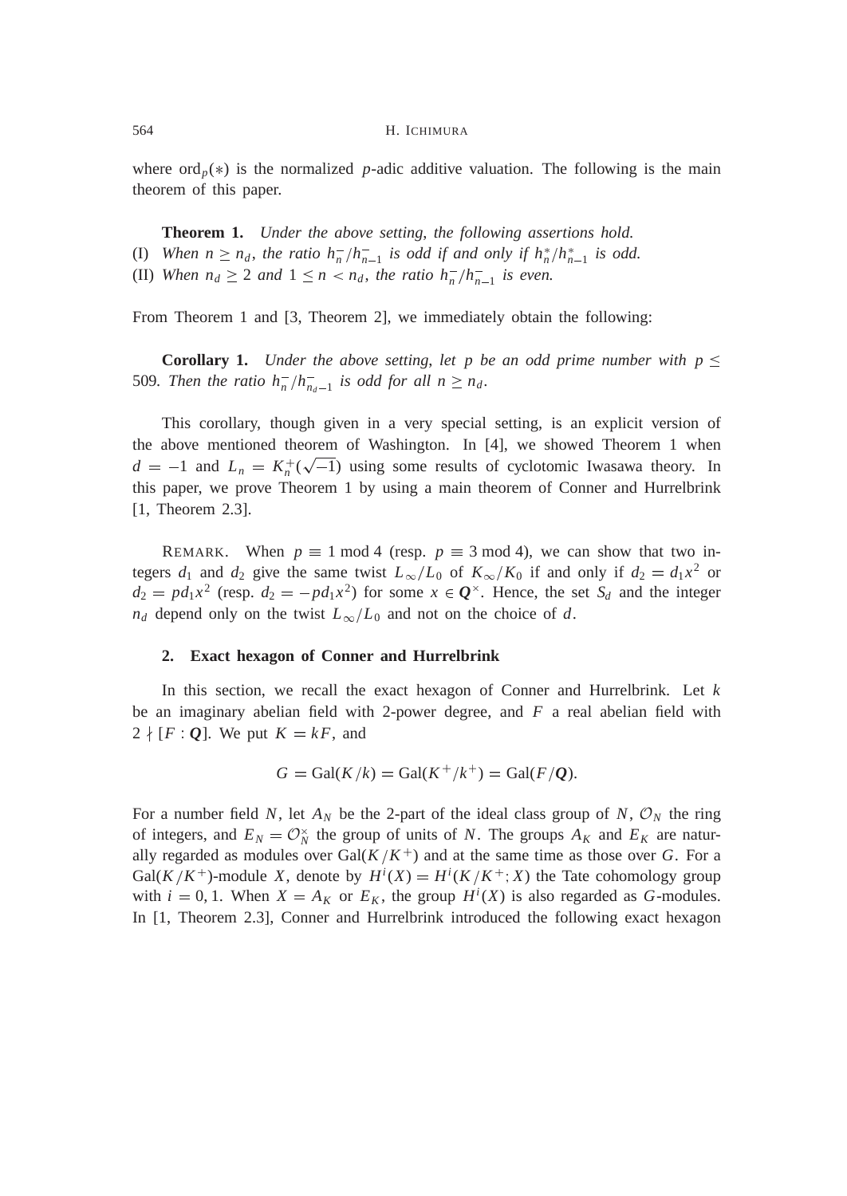where $\mathrm{ord}_p(*)$ is the normalized $p$-adic additive valuation. The following is the main theorem of this paper.

**Theorem 1.** *Under the above setting, the following assertions hold.*
(I) *When $n \geq n_d$, the ratio $h_n^-/h_{n-1}^-$ is odd if and only if $h_n^*/h_{n-1}^*$ is odd.*
(II) *When $n_d \geq 2$ and $1 \leq n < n_d$, the ratio $h_n^-/h_{n-1}^-$ is even.*

From Theorem 1 and [3, Theorem 2], we immediately obtain the following:

**Corollary 1.** *Under the above setting, let $p$ be an odd prime number with $p \leq 509$. Then the ratio $h_n^-/h_{n_d-1}^-$ is odd for all $n \geq n_d$.*

This corollary, though given in a very special setting, is an explicit version of the above mentioned theorem of Washington. In [4], we showed Theorem 1 when $d = -1$ and $L_n = K_n^+(\sqrt{-1})$ using some results of cyclotomic Iwasawa theory. In this paper, we prove Theorem 1 by using a main theorem of Conner and Hurrelbrink [1, Theorem 2.3].

REMARK. When $p \equiv 1 \bmod 4$ (resp. $p \equiv 3 \bmod 4$), we can show that two integers $d_1$ and $d_2$ give the same twist $L_\infty/L_0$ of $K_\infty/K_0$ if and only if $d_2 = d_1 x^2$ or $d_2 = p d_1 x^2$ (resp. $d_2 = -p d_1 x^2$) for some $x \in \boldsymbol{Q}^\times$. Hence, the set $S_d$ and the integer $n_d$ depend only on the twist $L_\infty/L_0$ and not on the choice of $d$.

## 2. Exact hexagon of Conner and Hurrelbrink

In this section, we recall the exact hexagon of Conner and Hurrelbrink. Let $k$ be an imaginary abelian field with 2-power degree, and $F$ a real abelian field with $2 \nmid [F : \boldsymbol{Q}]$. We put $K = kF$, and

$$G = \mathrm{Gal}(K/k) = \mathrm{Gal}(K^+/k^+) = \mathrm{Gal}(F/\boldsymbol{Q}).$$

For a number field $N$, let $A_N$ be the 2-part of the ideal class group of $N$, $\mathcal{O}_N$ the ring of integers, and $E_N = \mathcal{O}_N^\times$ the group of units of $N$. The groups $A_K$ and $E_K$ are naturally regarded as modules over $\mathrm{Gal}(K/K^+)$ and at the same time as those over $G$. For a $\mathrm{Gal}(K/K^+)$-module $X$, denote by $H^i(X) = H^i(K/K^+; X)$ the Tate cohomology group with $i = 0, 1$. When $X = A_K$ or $E_K$, the group $H^i(X)$ is also regarded as $G$-modules. In [1, Theorem 2.3], Conner and Hurrelbrink introduced the following exact hexagon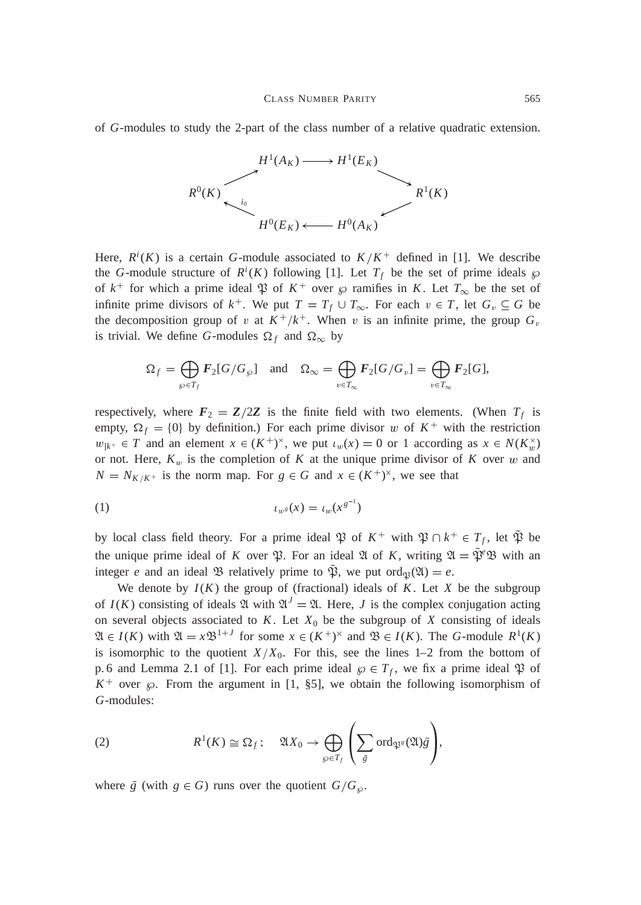of $G$-modules to study the 2-part of the class number of a relative quadratic extension.

$$
\begin{array}{ccccc}
 & H^1(A_K) & \longrightarrow & H^1(E_K) & \\
\nearrow & & & & \searrow \\
R^0(K) & & & & R^1(K) \\
\nwarrow_{i_0} & & & & \swarrow \\
 & H^0(E_K) & \longleftarrow & H^0(A_K) &
\end{array}
$$

Here, $R^i(K)$ is a certain $G$-module associated to $K/K^+$ defined in [1]. We describe the $G$-module structure of $R^i(K)$ following [1]. Let $T_f$ be the set of prime ideals $\wp$ of $k^+$ for which a prime ideal $\mathfrak{P}$ of $K^+$ over $\wp$ ramifies in $K$. Let $T_\infty$ be the set of infinite prime divisors of $k^+$. We put $T = T_f \cup T_\infty$. For each $v \in T$, let $G_v \subseteq G$ be the decomposition group of $v$ at $K^+/k^+$. When $v$ is an infinite prime, the group $G_v$ is trivial. We define $G$-modules $\Omega_f$ and $\Omega_\infty$ by

$$
\Omega_f = \bigoplus_{\wp \in T_f} \boldsymbol{F}_2[G/G_\wp] \quad \text{and} \quad \Omega_\infty = \bigoplus_{v \in T_\infty} \boldsymbol{F}_2[G/G_v] = \bigoplus_{v \in T_\infty} \boldsymbol{F}_2[G],
$$

respectively, where $\boldsymbol{F}_2 = \boldsymbol{Z}/2\boldsymbol{Z}$ is the finite field with two elements. (When $T_f$ is empty, $\Omega_f = \{0\}$ by definition.) For each prime divisor $w$ of $K^+$ with the restriction $w_{|k^+} \in T$ and an element $x \in (K^+)^\times$, we put $\iota_w(x) = 0$ or $1$ according as $x \in N(K_w^\times)$ or not. Here, $K_w$ is the completion of $K$ at the unique prime divisor of $K$ over $w$ and $N = N_{K/K^+}$ is the norm map. For $g \in G$ and $x \in (K^+)^\times$, we see that

$$
\iota_{w^g}(x) = \iota_w(x^{g^{-1}}) \tag{1}
$$

by local class field theory. For a prime ideal $\mathfrak{P}$ of $K^+$ with $\mathfrak{P} \cap k^+ \in T_f$, let $\tilde{\mathfrak{P}}$ be the unique prime ideal of $K$ over $\mathfrak{P}$. For an ideal $\mathfrak{A}$ of $K$, writing $\mathfrak{A} = \tilde{\mathfrak{P}}^e\mathfrak{B}$ with an integer $e$ and an ideal $\mathfrak{B}$ relatively prime to $\tilde{\mathfrak{P}}$, we put $\mathrm{ord}_{\mathfrak{P}}(\mathfrak{A}) = e$.

We denote by $I(K)$ the group of (fractional) ideals of $K$. Let $X$ be the subgroup of $I(K)$ consisting of ideals $\mathfrak{A}$ with $\mathfrak{A}^J = \mathfrak{A}$. Here, $J$ is the complex conjugation acting on several objects associated to $K$. Let $X_0$ be the subgroup of $X$ consisting of ideals $\mathfrak{A} \in I(K)$ with $\mathfrak{A} = x\mathfrak{B}^{1+J}$ for some $x \in (K^+)^\times$ and $\mathfrak{B} \in I(K)$. The $G$-module $R^1(K)$ is isomorphic to the quotient $X/X_0$. For this, see the lines 1–2 from the bottom of p. 6 and Lemma 2.1 of [1]. For each prime ideal $\wp \in T_f$, we fix a prime ideal $\mathfrak{P}$ of $K^+$ over $\wp$. From the argument in [1, §5], we obtain the following isomorphism of $G$-modules:

$$
R^1(K) \cong \Omega_f\,; \quad \mathfrak{A}X_0 \to \bigoplus_{\wp \in T_f} \left( \sum_{\bar{g}} \mathrm{ord}_{\mathfrak{P}^g}(\mathfrak{A})\bar{g} \right), \tag{2}
$$

where $\bar{g}$ (with $g \in G$) runs over the quotient $G/G_\wp$.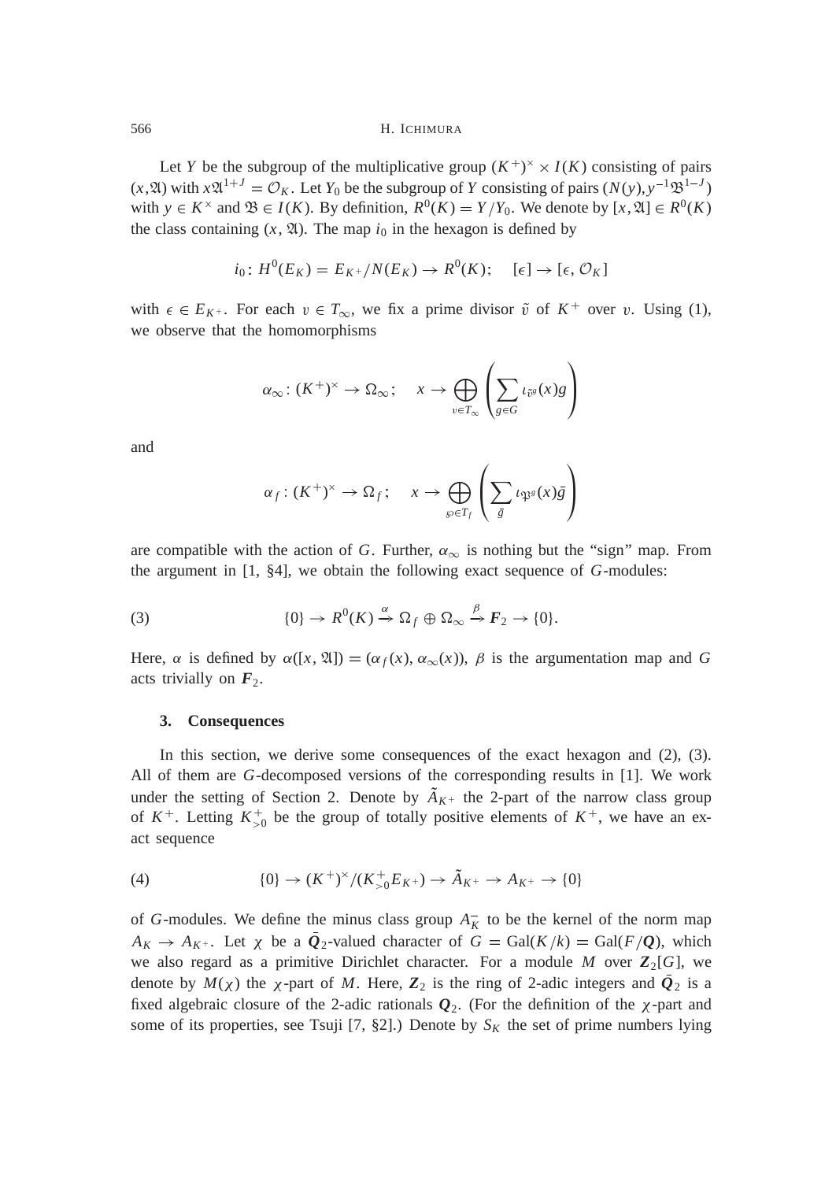Let $Y$ be the subgroup of the multiplicative group $(K^+)^\times \times I(K)$ consisting of pairs $(x, \mathfrak{A})$ with $x\mathfrak{A}^{1+J} = \mathcal{O}_K$. Let $Y_0$ be the subgroup of $Y$ consisting of pairs $(N(y), y^{-1}\mathfrak{B}^{1-J})$ with $y \in K^\times$ and $\mathfrak{B} \in I(K)$. By definition, $R^0(K) = Y/Y_0$. We denote by $[x, \mathfrak{A}] \in R^0(K)$ the class containing $(x, \mathfrak{A})$. The map $i_0$ in the hexagon is defined by

$$i_0 \colon H^0(E_K) = E_{K^+}/N(E_K) \to R^0(K); \quad [\epsilon] \to [\epsilon, \mathcal{O}_K]$$

with $\epsilon \in E_{K^+}$. For each $v \in T_\infty$, we fix a prime divisor $\tilde{v}$ of $K^+$ over $v$. Using (1), we observe that the homomorphisms

$$\alpha_\infty \colon (K^+)^\times \to \Omega_\infty; \quad x \to \bigoplus_{v \in T_\infty} \left( \sum_{g \in G} \iota_{\tilde{v}^g}(x) g \right)$$

and

$$\alpha_f \colon (K^+)^\times \to \Omega_f; \quad x \to \bigoplus_{\wp \in T_f} \left( \sum_{\bar{g}} \iota_{\mathfrak{P}^g}(x) \bar{g} \right)$$

are compatible with the action of $G$. Further, $\alpha_\infty$ is nothing but the "sign" map. From the argument in [1, §4], we obtain the following exact sequence of $G$-modules:

$$\{0\} \to R^0(K) \xrightarrow{\alpha} \Omega_f \oplus \Omega_\infty \xrightarrow{\beta} \boldsymbol{F}_2 \to \{0\}. \tag{3}$$

Here, $\alpha$ is defined by $\alpha([x, \mathfrak{A}]) = (\alpha_f(x), \alpha_\infty(x))$, $\beta$ is the argumentation map and $G$ acts trivially on $\boldsymbol{F}_2$.

### 3. Consequences

In this section, we derive some consequences of the exact hexagon and (2), (3). All of them are $G$-decomposed versions of the corresponding results in [1]. We work under the setting of Section 2. Denote by $\tilde{A}_{K^+}$ the 2-part of the narrow class group of $K^+$. Letting $K^+_{>0}$ be the group of totally positive elements of $K^+$, we have an exact sequence

$$\{0\} \to (K^+)^\times/(K^+_{>0} E_{K^+}) \to \tilde{A}_{K^+} \to A_{K^+} \to \{0\} \tag{4}$$

of $G$-modules. We define the minus class group $A_K^-$ to be the kernel of the norm map $A_K \to A_{K^+}$. Let $\chi$ be a $\bar{\boldsymbol{Q}}_2$-valued character of $G = \mathrm{Gal}(K/k) = \mathrm{Gal}(F/\boldsymbol{Q})$, which we also regard as a primitive Dirichlet character. For a module $M$ over $\boldsymbol{Z}_2[G]$, we denote by $M(\chi)$ the $\chi$-part of $M$. Here, $\boldsymbol{Z}_2$ is the ring of 2-adic integers and $\bar{\boldsymbol{Q}}_2$ is a fixed algebraic closure of the 2-adic rationals $\boldsymbol{Q}_2$. (For the definition of the $\chi$-part and some of its properties, see Tsuji [7, §2].) Denote by $S_K$ the set of prime numbers lying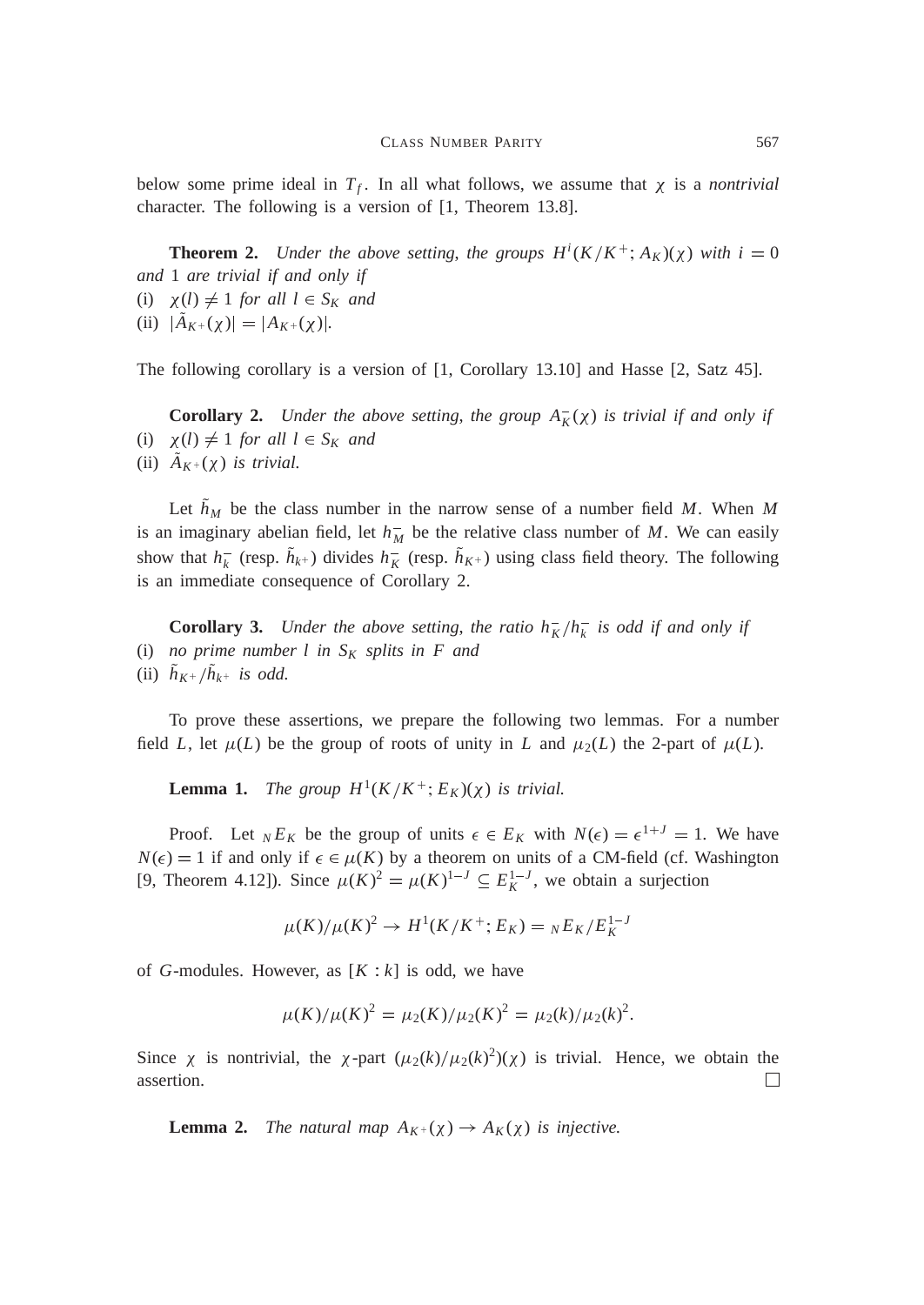below some prime ideal in $T_f$. In all what follows, we assume that $\chi$ is a *nontrivial* character. The following is a version of [1, Theorem 13.8].

**Theorem 2.** *Under the above setting, the groups $H^i(K/K^+; A_K)(\chi)$ with $i = 0$ and 1 are trivial if and only if*
(i) $\chi(l) \neq 1$ *for all* $l \in S_K$ *and*
(ii) $|\tilde{A}_{K^+}(\chi)| = |A_{K^+}(\chi)|$.

The following corollary is a version of [1, Corollary 13.10] and Hasse [2, Satz 45].

**Corollary 2.** *Under the above setting, the group $A_K^-(\chi)$ is trivial if and only if*
(i) $\chi(l) \neq 1$ *for all* $l \in S_K$ *and*
(ii) $\tilde{A}_{K^+}(\chi)$ *is trivial.*

Let $\tilde{h}_M$ be the class number in the narrow sense of a number field $M$. When $M$ is an imaginary abelian field, let $h_M^-$ be the relative class number of $M$. We can easily show that $h_k^-$ (resp. $\tilde{h}_{k^+}$) divides $h_K^-$ (resp. $\tilde{h}_{K^+}$) using class field theory. The following is an immediate consequence of Corollary 2.

**Corollary 3.** *Under the above setting, the ratio $h_K^-/h_k^-$ is odd if and only if*
(i) *no prime number $l$ in $S_K$ splits in $F$ and*
(ii) $\tilde{h}_{K^+}/\tilde{h}_{k^+}$ *is odd.*

To prove these assertions, we prepare the following two lemmas. For a number field $L$, let $\mu(L)$ be the group of roots of unity in $L$ and $\mu_2(L)$ the 2-part of $\mu(L)$.

**Lemma 1.** *The group $H^1(K/K^+; E_K)(\chi)$ is trivial.*

Proof. Let ${}_N E_K$ be the group of units $\epsilon \in E_K$ with $N(\epsilon) = \epsilon^{1+J} = 1$. We have $N(\epsilon) = 1$ if and only if $\epsilon \in \mu(K)$ by a theorem on units of a CM-field (cf. Washington [9, Theorem 4.12]). Since $\mu(K)^2 = \mu(K)^{1-J} \subseteq E_K^{1-J}$, we obtain a surjection

$$\mu(K)/\mu(K)^2 \to H^1(K/K^+; E_K) = {}_N E_K / E_K^{1-J}$$

of $G$-modules. However, as $[K : k]$ is odd, we have

$$\mu(K)/\mu(K)^2 = \mu_2(K)/\mu_2(K)^2 = \mu_2(k)/\mu_2(k)^2.$$

Since $\chi$ is nontrivial, the $\chi$-part $(\mu_2(k)/\mu_2(k)^2)(\chi)$ is trivial. Hence, we obtain the assertion. □

**Lemma 2.** *The natural map $A_{K^+}(\chi) \to A_K(\chi)$ is injective.*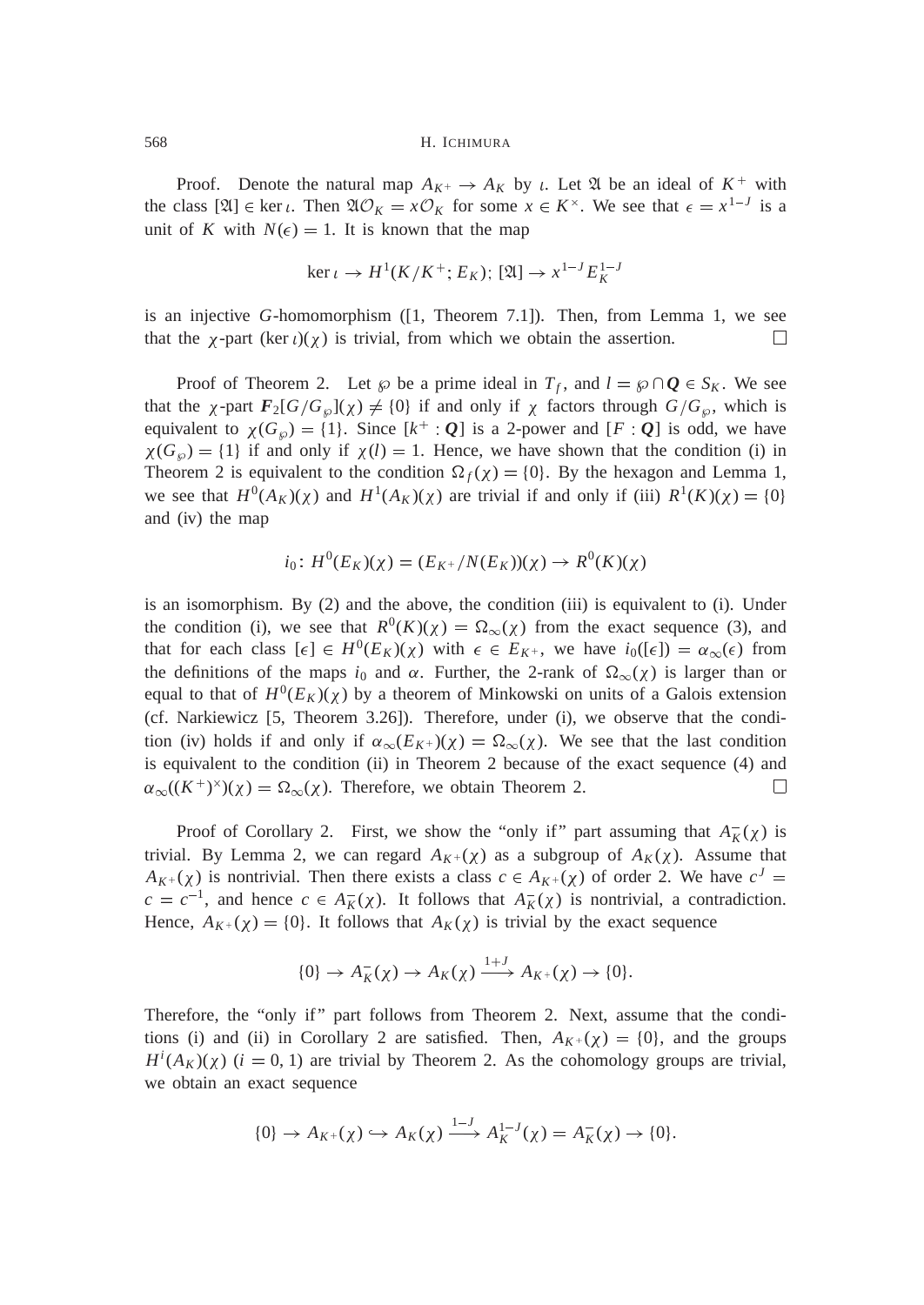*Proof.* Denote the natural map $A_{K^+} \to A_K$ by $\iota$. Let $\mathfrak{A}$ be an ideal of $K^+$ with the class $[\mathfrak{A}] \in \ker \iota$. Then $\mathfrak{A}\mathcal{O}_K = x\mathcal{O}_K$ for some $x \in K^\times$. We see that $\epsilon = x^{1-J}$ is a unit of $K$ with $N(\epsilon) = 1$. It is known that the map

$$\ker \iota \to H^1(K/K^+; E_K);\ [\mathfrak{A}] \to x^{1-J} E_K^{1-J}$$

is an injective $G$-homomorphism ([1, Theorem 7.1]). Then, from Lemma 1, we see that the $\chi$-part $(\ker \iota)(\chi)$ is trivial, from which we obtain the assertion. □

*Proof of Theorem 2.* Let $\wp$ be a prime ideal in $T_f$, and $l = \wp \cap \boldsymbol{Q} \in S_K$. We see that the $\chi$-part $\boldsymbol{F}_2[G/G_\wp](\chi) \neq \{0\}$ if and only if $\chi$ factors through $G/G_\wp$, which is equivalent to $\chi(G_\wp) = \{1\}$. Since $[k^+ : \boldsymbol{Q}]$ is a 2-power and $[F : \boldsymbol{Q}]$ is odd, we have $\chi(G_\wp) = \{1\}$ if and only if $\chi(l) = 1$. Hence, we have shown that the condition (i) in Theorem 2 is equivalent to the condition $\Omega_f(\chi) = \{0\}$. By the hexagon and Lemma 1, we see that $H^0(A_K)(\chi)$ and $H^1(A_K)(\chi)$ are trivial if and only if (iii) $R^1(K)(\chi) = \{0\}$ and (iv) the map

$$i_0\colon H^0(E_K)(\chi) = (E_{K^+}/N(E_K))(\chi) \to R^0(K)(\chi)$$

is an isomorphism. By (2) and the above, the condition (iii) is equivalent to (i). Under the condition (i), we see that $R^0(K)(\chi) = \Omega_\infty(\chi)$ from the exact sequence (3), and that for each class $[\epsilon] \in H^0(E_K)(\chi)$ with $\epsilon \in E_{K^+}$, we have $i_0([\epsilon]) = \alpha_\infty(\epsilon)$ from the definitions of the maps $i_0$ and $\alpha$. Further, the 2-rank of $\Omega_\infty(\chi)$ is larger than or equal to that of $H^0(E_K)(\chi)$ by a theorem of Minkowski on units of a Galois extension (cf. Narkiewicz [5, Theorem 3.26]). Therefore, under (i), we observe that the condition (iv) holds if and only if $\alpha_\infty(E_{K^+})(\chi) = \Omega_\infty(\chi)$. We see that the last condition is equivalent to the condition (ii) in Theorem 2 because of the exact sequence (4) and $\alpha_\infty((K^+)^\times)(\chi) = \Omega_\infty(\chi)$. Therefore, we obtain Theorem 2. □

*Proof of Corollary 2.* First, we show the "only if" part assuming that $A_K^-(\chi)$ is trivial. By Lemma 2, we can regard $A_{K^+}(\chi)$ as a subgroup of $A_K(\chi)$. Assume that $A_{K^+}(\chi)$ is nontrivial. Then there exists a class $c \in A_{K^+}(\chi)$ of order 2. We have $c^J = c = c^{-1}$, and hence $c \in A_K^-(\chi)$. It follows that $A_K^-(\chi)$ is nontrivial, a contradiction. Hence, $A_{K^+}(\chi) = \{0\}$. It follows that $A_K(\chi)$ is trivial by the exact sequence

$$\{0\} \to A_K^-(\chi) \to A_K(\chi) \xrightarrow{1+J} A_{K^+}(\chi) \to \{0\}.$$

Therefore, the "only if" part follows from Theorem 2. Next, assume that the conditions (i) and (ii) in Corollary 2 are satisfied. Then, $A_{K^+}(\chi) = \{0\}$, and the groups $H^i(A_K)(\chi)$ $(i = 0, 1)$ are trivial by Theorem 2. As the cohomology groups are trivial, we obtain an exact sequence

$$\{0\} \to A_{K^+}(\chi) \hookrightarrow A_K(\chi) \xrightarrow{1-J} A_K^{1-J}(\chi) = A_K^-(\chi) \to \{0\}.$$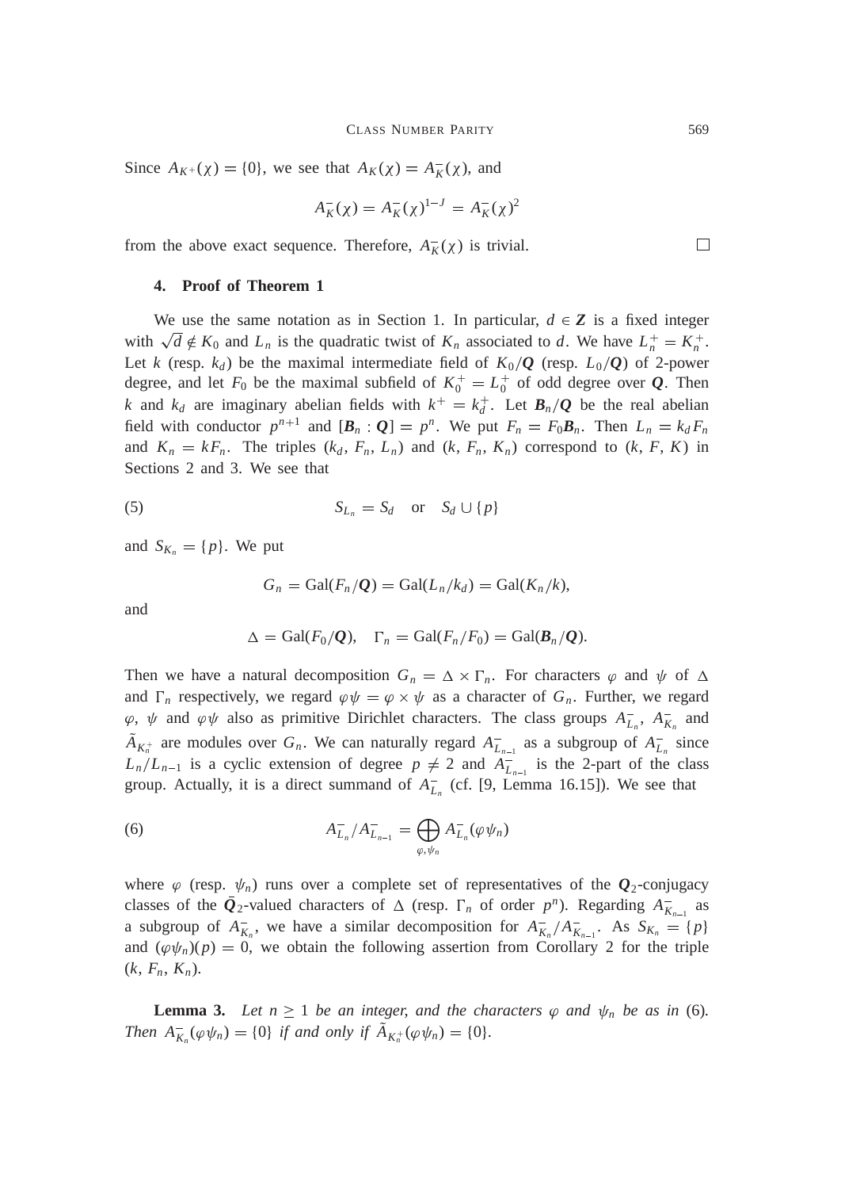Since $A_{K^+}(\chi) = \{0\}$, we see that $A_K(\chi) = A_K^-(\chi)$, and

$$A_K^-(\chi) = A_K^-(\chi)^{1-J} = A_K^-(\chi)^2$$

from the above exact sequence. Therefore, $A_K^-(\chi)$ is trivial. □

### 4. Proof of Theorem 1

We use the same notation as in Section 1. In particular, $d \in \boldsymbol{Z}$ is a fixed integer with $\sqrt{d} \notin K_0$ and $L_n$ is the quadratic twist of $K_n$ associated to $d$. We have $L_n^+ = K_n^+$. Let $k$ (resp. $k_d$) be the maximal intermediate field of $K_0/\boldsymbol{Q}$ (resp. $L_0/\boldsymbol{Q}$) of 2-power degree, and let $F_0$ be the maximal subfield of $K_0^+ = L_0^+$ of odd degree over $\boldsymbol{Q}$. Then $k$ and $k_d$ are imaginary abelian fields with $k^+ = k_d^+$. Let $\boldsymbol{B}_n/\boldsymbol{Q}$ be the real abelian field with conductor $p^{n+1}$ and $[\boldsymbol{B}_n : \boldsymbol{Q}] = p^n$. We put $F_n = F_0\boldsymbol{B}_n$. Then $L_n = k_d F_n$ and $K_n = kF_n$. The triples $(k_d, F_n, L_n)$ and $(k, F_n, K_n)$ correspond to $(k, F, K)$ in Sections 2 and 3. We see that

$$S_{L_n} = S_d \quad \text{or} \quad S_d \cup \{p\} \tag{5}$$

and $S_{K_n} = \{p\}$. We put

$$G_n = \mathrm{Gal}(F_n/\boldsymbol{Q}) = \mathrm{Gal}(L_n/k_d) = \mathrm{Gal}(K_n/k),$$

and

$$\Delta = \mathrm{Gal}(F_0/\boldsymbol{Q}), \quad \Gamma_n = \mathrm{Gal}(F_n/F_0) = \mathrm{Gal}(\boldsymbol{B}_n/\boldsymbol{Q}).$$

Then we have a natural decomposition $G_n = \Delta \times \Gamma_n$. For characters $\varphi$ and $\psi$ of $\Delta$ and $\Gamma_n$ respectively, we regard $\varphi\psi = \varphi \times \psi$ as a character of $G_n$. Further, we regard $\varphi$, $\psi$ and $\varphi\psi$ also as primitive Dirichlet characters. The class groups $A_{L_n}^-$, $A_{K_n}^-$ and $\tilde{A}_{K_n^+}$ are modules over $G_n$. We can naturally regard $A_{L_{n-1}}^-$ as a subgroup of $A_{L_n}^-$ since $L_n/L_{n-1}$ is a cyclic extension of degree $p \neq 2$ and $A_{L_{n-1}}^-$ is the 2-part of the class group. Actually, it is a direct summand of $A_{L_n}^-$ (cf. [9, Lemma 16.15]). We see that

$$A_{L_n}^-/A_{L_{n-1}}^- = \bigoplus_{\varphi, \psi_n} A_{L_n}^-(\varphi\psi_n) \tag{6}$$

where $\varphi$ (resp. $\psi_n$) runs over a complete set of representatives of the $\boldsymbol{Q}_2$-conjugacy classes of the $\bar{\boldsymbol{Q}}_2$-valued characters of $\Delta$ (resp. $\Gamma_n$ of order $p^n$). Regarding $A_{K_{n-1}}^-$ as a subgroup of $A_{K_n}^-$, we have a similar decomposition for $A_{K_n}^-/A_{K_{n-1}}^-$. As $S_{K_n} = \{p\}$ and $(\varphi\psi_n)(p) = 0$, we obtain the following assertion from Corollary 2 for the triple $(k, F_n, K_n)$.

**Lemma 3.** *Let $n \geq 1$ be an integer, and the characters $\varphi$ and $\psi_n$ be as in* (6)*. Then $A_{K_n}^-(\varphi\psi_n) = \{0\}$ if and only if $\tilde{A}_{K_n^+}(\varphi\psi_n) = \{0\}$.*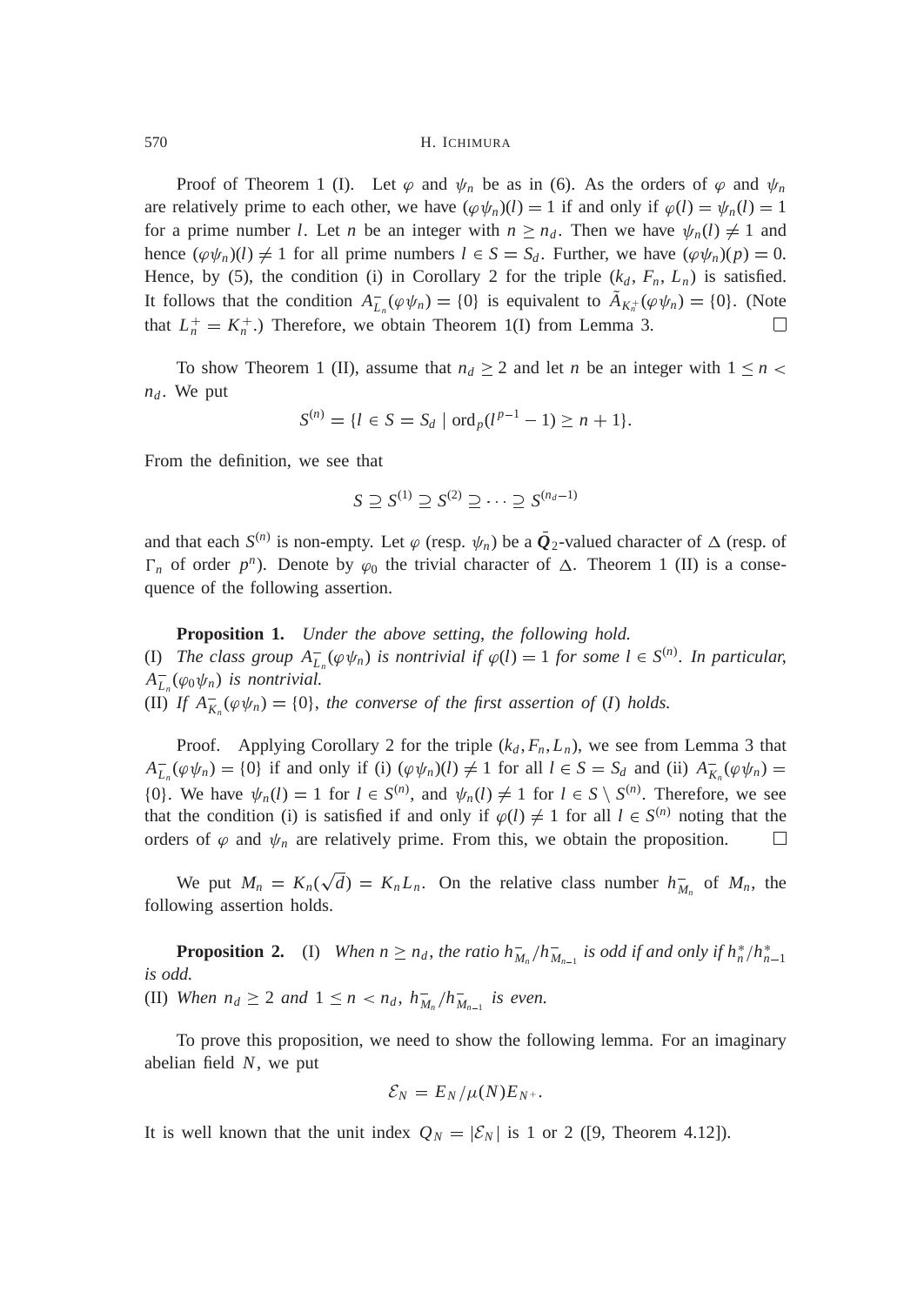Proof of Theorem 1 (I). Let $\varphi$ and $\psi_n$ be as in (6). As the orders of $\varphi$ and $\psi_n$ are relatively prime to each other, we have $(\varphi\psi_n)(l) = 1$ if and only if $\varphi(l) = \psi_n(l) = 1$ for a prime number $l$. Let $n$ be an integer with $n \geq n_d$. Then we have $\psi_n(l) \neq 1$ and hence $(\varphi\psi_n)(l) \neq 1$ for all prime numbers $l \in S = S_d$. Further, we have $(\varphi\psi_n)(p) = 0$. Hence, by (5), the condition (i) in Corollary 2 for the triple $(k_d, F_n, L_n)$ is satisfied. It follows that the condition $A^-_{L_n}(\varphi\psi_n) = \{0\}$ is equivalent to $\tilde{A}_{K_n^+}(\varphi\psi_n) = \{0\}$. (Note that $L_n^+ = K_n^+$.) Therefore, we obtain Theorem 1(I) from Lemma 3. $\square$

To show Theorem 1 (II), assume that $n_d \geq 2$ and let $n$ be an integer with $1 \leq n < n_d$. We put

$$S^{(n)} = \{l \in S = S_d \mid \mathrm{ord}_p(l^{p-1} - 1) \geq n + 1\}.$$

From the definition, we see that

$$S \supseteq S^{(1)} \supseteq S^{(2)} \supseteq \cdots \supseteq S^{(n_d - 1)}$$

and that each $S^{(n)}$ is non-empty. Let $\varphi$ (resp. $\psi_n$) be a $\bar{\boldsymbol{Q}}_2$-valued character of $\Delta$ (resp. of $\Gamma_n$ of order $p^n$). Denote by $\varphi_0$ the trivial character of $\Delta$. Theorem 1 (II) is a consequence of the following assertion.

**Proposition 1.** *Under the above setting, the following hold.*
(I) *The class group $A^-_{L_n}(\varphi\psi_n)$ is nontrivial if $\varphi(l) = 1$ for some $l \in S^{(n)}$. In particular, $A^-_{L_n}(\varphi_0\psi_n)$ is nontrivial.*
(II) *If $A^-_{K_n}(\varphi\psi_n) = \{0\}$, the converse of the first assertion of (I) holds.*

Proof. Applying Corollary 2 for the triple $(k_d, F_n, L_n)$, we see from Lemma 3 that $A^-_{L_n}(\varphi\psi_n) = \{0\}$ if and only if (i) $(\varphi\psi_n)(l) \neq 1$ for all $l \in S = S_d$ and (ii) $A^-_{K_n}(\varphi\psi_n) = \{0\}$. We have $\psi_n(l) = 1$ for $l \in S^{(n)}$, and $\psi_n(l) \neq 1$ for $l \in S \setminus S^{(n)}$. Therefore, we see that the condition (i) is satisfied if and only if $\varphi(l) \neq 1$ for all $l \in S^{(n)}$ noting that the orders of $\varphi$ and $\psi_n$ are relatively prime. From this, we obtain the proposition. $\square$

We put $M_n = K_n(\sqrt{d}) = K_n L_n$. On the relative class number $h^-_{M_n}$ of $M_n$, the following assertion holds.

**Proposition 2.** (I) *When $n \geq n_d$, the ratio $h^-_{M_n}/h^-_{M_{n-1}}$ is odd if and only if $h^*_n/h^*_{n-1}$ is odd.*
(II) *When $n_d \geq 2$ and $1 \leq n < n_d$, $h^-_{M_n}/h^-_{M_{n-1}}$ is even.*

To prove this proposition, we need to show the following lemma. For an imaginary abelian field $N$, we put

$$\mathcal{E}_N = E_N/\mu(N)E_{N^+}.$$

It is well known that the unit index $Q_N = |\mathcal{E}_N|$ is 1 or 2 ([9, Theorem 4.12]).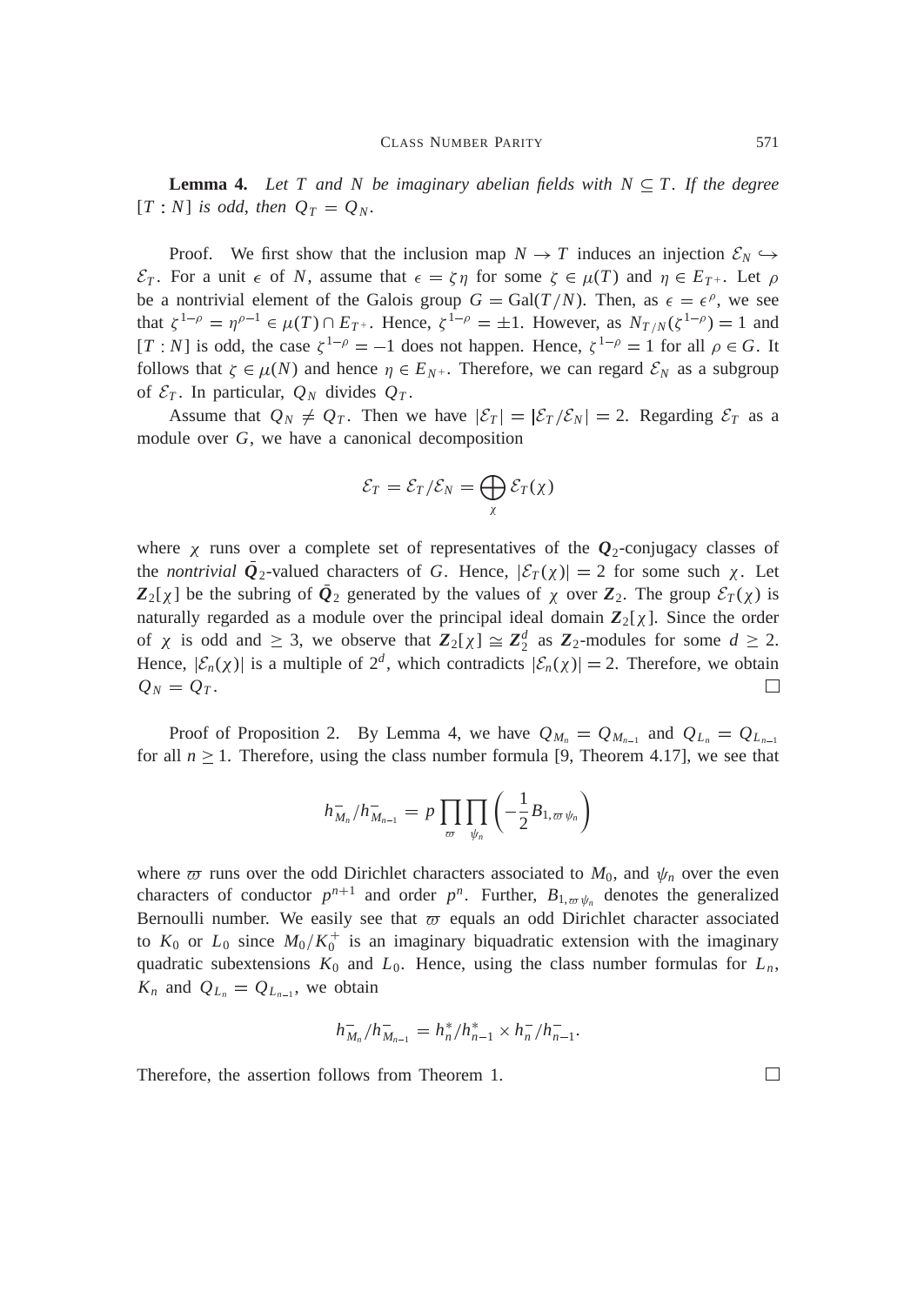**Lemma 4.** *Let $T$ and $N$ be imaginary abelian fields with $N \subseteq T$. If the degree $[T:N]$ is odd, then $Q_T = Q_N$.*

Proof. We first show that the inclusion map $N \to T$ induces an injection $\mathcal{E}_N \hookrightarrow \mathcal{E}_T$. For a unit $\epsilon$ of $N$, assume that $\epsilon = \zeta\eta$ for some $\zeta \in \mu(T)$ and $\eta \in E_{T^+}$. Let $\rho$ be a nontrivial element of the Galois group $G = \mathrm{Gal}(T/N)$. Then, as $\epsilon = \epsilon^\rho$, we see that $\zeta^{1-\rho} = \eta^{\rho-1} \in \mu(T) \cap E_{T^+}$. Hence, $\zeta^{1-\rho} = \pm 1$. However, as $N_{T/N}(\zeta^{1-\rho}) = 1$ and $[T:N]$ is odd, the case $\zeta^{1-\rho} = -1$ does not happen. Hence, $\zeta^{1-\rho} = 1$ for all $\rho \in G$. It follows that $\zeta \in \mu(N)$ and hence $\eta \in E_{N^+}$. Therefore, we can regard $\mathcal{E}_N$ as a subgroup of $\mathcal{E}_T$. In particular, $Q_N$ divides $Q_T$.

Assume that $Q_N \neq Q_T$. Then we have $|\bar{\mathcal{E}}_T| = |\mathcal{E}_T/\mathcal{E}_N| = 2$. Regarding $\bar{\mathcal{E}}_T$ as a module over $G$, we have a canonical decomposition

$$\bar{\mathcal{E}}_T = \mathcal{E}_T/\mathcal{E}_N = \bigoplus_\chi \bar{\mathcal{E}}_T(\chi)$$

where $\chi$ runs over a complete set of representatives of the $\boldsymbol{Q}_2$-conjugacy classes of the *nontrivial* $\bar{\boldsymbol{Q}}_2$-valued characters of $G$. Hence, $|\bar{\mathcal{E}}_T(\chi)| = 2$ for some such $\chi$. Let $\boldsymbol{Z}_2[\chi]$ be the subring of $\bar{\boldsymbol{Q}}_2$ generated by the values of $\chi$ over $\boldsymbol{Z}_2$. The group $\bar{\mathcal{E}}_T(\chi)$ is naturally regarded as a module over the principal ideal domain $\boldsymbol{Z}_2[\chi]$. Since the order of $\chi$ is odd and $\geq 3$, we observe that $\boldsymbol{Z}_2[\chi] \cong \boldsymbol{Z}_2^d$ as $\boldsymbol{Z}_2$-modules for some $d \geq 2$. Hence, $|\bar{\mathcal{E}}_n(\chi)|$ is a multiple of $2^d$, which contradicts $|\bar{\mathcal{E}}_n(\chi)| = 2$. Therefore, we obtain $Q_N = Q_T$. $\square$

Proof of Proposition 2. By Lemma 4, we have $Q_{M_n} = Q_{M_{n-1}}$ and $Q_{L_n} = Q_{L_{n-1}}$ for all $n \geq 1$. Therefore, using the class number formula [9, Theorem 4.17], we see that

$$h^-_{M_n}/h^-_{M_{n-1}} = p \prod_{\varpi} \prod_{\psi_n} \left( -\frac{1}{2} B_{1,\varpi\psi_n} \right)$$

where $\varpi$ runs over the odd Dirichlet characters associated to $M_0$, and $\psi_n$ over the even characters of conductor $p^{n+1}$ and order $p^n$. Further, $B_{1,\varpi\psi_n}$ denotes the generalized Bernoulli number. We easily see that $\varpi$ equals an odd Dirichlet character associated to $K_0$ or $L_0$ since $M_0/K_0^+$ is an imaginary biquadratic extension with the imaginary quadratic subextensions $K_0$ and $L_0$. Hence, using the class number formulas for $L_n$, $K_n$ and $Q_{L_n} = Q_{L_{n-1}}$, we obtain

$$h^-_{M_n}/h^-_{M_{n-1}} = h^*_n/h^*_{n-1} \times h^-_n/h^-_{n-1}.$$

Therefore, the assertion follows from Theorem 1. $\square$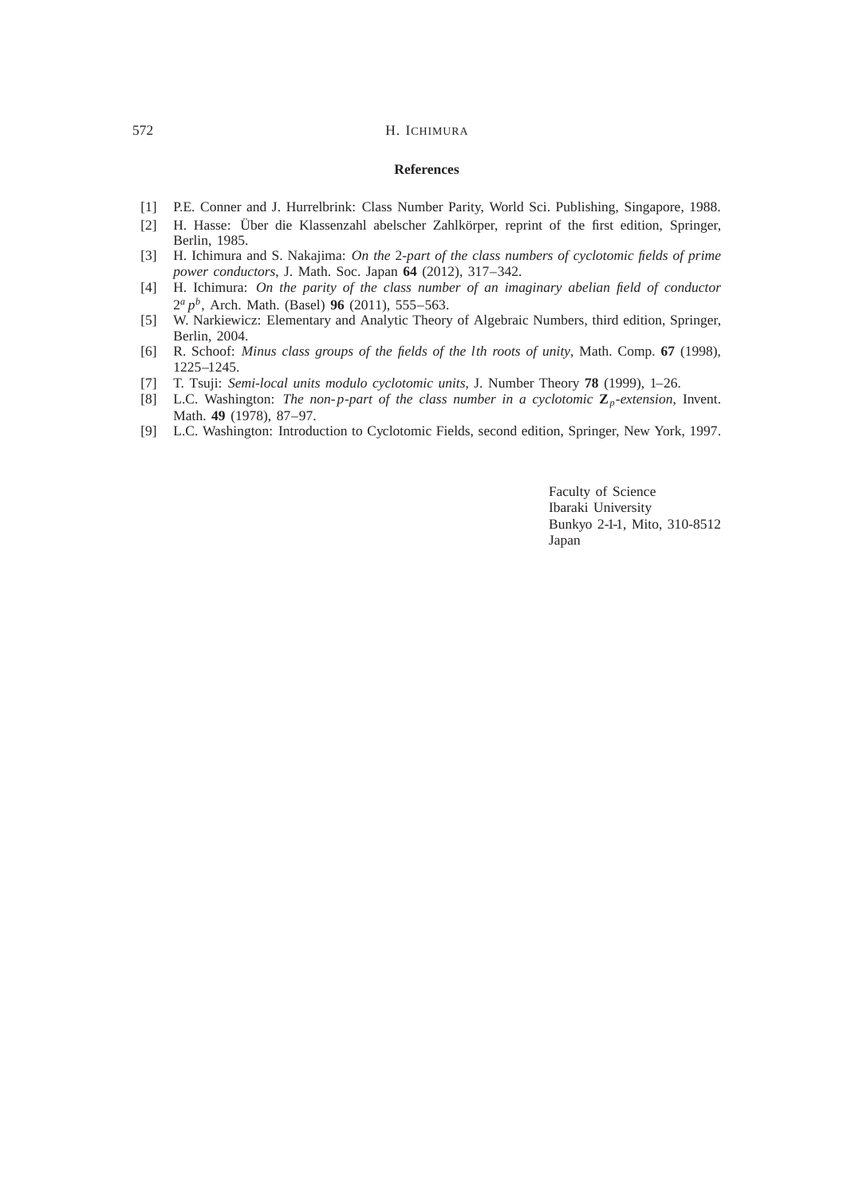## References

[1] P.E. Conner and J. Hurrelbrink: Class Number Parity, World Sci. Publishing, Singapore, 1988.

[2] H. Hasse: Über die Klassenzahl abelscher Zahlkörper, reprint of the first edition, Springer, Berlin, 1985.

[3] H. Ichimura and S. Nakajima: *On the* 2*-part of the class numbers of cyclotomic fields of prime power conductors*, J. Math. Soc. Japan **64** (2012), 317–342.

[4] H. Ichimura: *On the parity of the class number of an imaginary abelian field of conductor* $2^a p^b$, Arch. Math. (Basel) **96** (2011), 555–563.

[5] W. Narkiewicz: Elementary and Analytic Theory of Algebraic Numbers, third edition, Springer, Berlin, 2004.

[6] R. Schoof: *Minus class groups of the fields of the* $l$*th roots of unity*, Math. Comp. **67** (1998), 1225–1245.

[7] T. Tsuji: *Semi-local units modulo cyclotomic units*, J. Number Theory **78** (1999), 1–26.

[8] L.C. Washington: *The non-*$p$*-part of the class number in a cyclotomic* $\mathbf{Z}_p$*-extension*, Invent. Math. **49** (1978), 87–97.

[9] L.C. Washington: Introduction to Cyclotomic Fields, second edition, Springer, New York, 1997.

Faculty of Science
Ibaraki University
Bunkyo 2-1-1, Mito, 310-8512
Japan